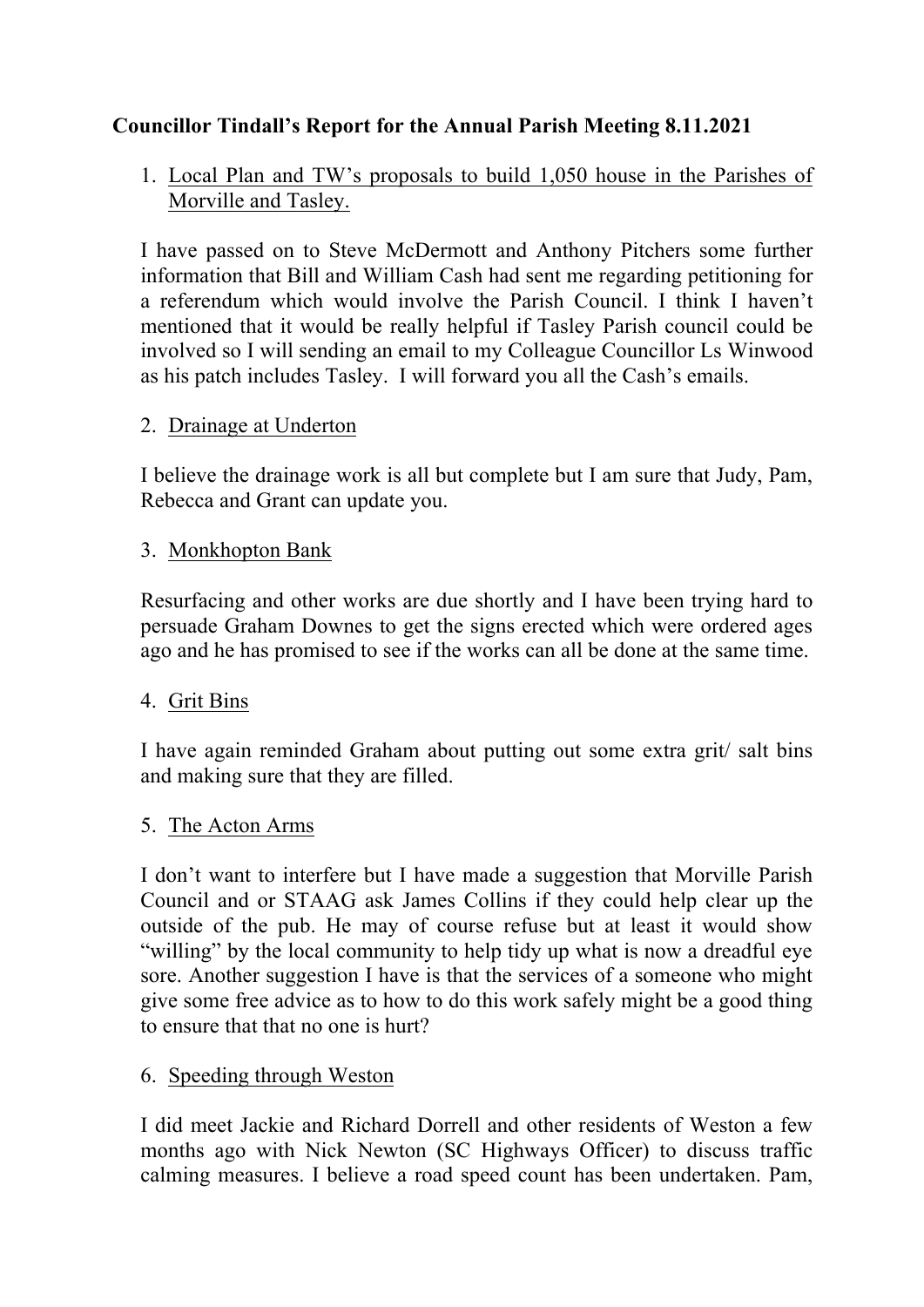**Councillor Tindall's Report for the Annual Parish Meeting 8.11.2021**

1. <u>Local Plan and TW's proposals to build 1,050 house in the Parishes of Morville and Tasley.</u>

I have passed on to Steve McDermott and Anthony Pitchers some further information that Bill and William Cash had sent me regarding petitioning for a referendum which would involve the Parish Council. I think I haven't mentioned that it would be really helpful if Tasley Parish council could be involved so I will sending an email to my Colleague Councillor Ls Winwood as his patch includes Tasley. I will forward you all the Cash's emails.

2. <u>Drainage at Underton</u>

I believe the drainage work is all but complete but I am sure that Judy, Pam, Rebecca and Grant can update you.

3. <u>Monkhopton Bank</u>

Resurfacing and other works are due shortly and I have been trying hard to persuade Graham Downes to get the signs erected which were ordered ages ago and he has promised to see if the works can all be done at the same time.

4. <u>Grit Bins</u>

I have again reminded Graham about putting out some extra grit/ salt bins and making sure that they are filled.

5. <u>The Acton Arms</u>

I don't want to interfere but I have made a suggestion that Morville Parish Council and or STAAG ask James Collins if they could help clear up the outside of the pub. He may of course refuse but at least it would show "willing" by the local community to help tidy up what is now a dreadful eye sore. Another suggestion I have is that the services of a someone who might give some free advice as to how to do this work safely might be a good thing to ensure that that no one is hurt?

6. <u>Speeding through Weston</u>

I did meet Jackie and Richard Dorrell and other residents of Weston a few months ago with Nick Newton (SC Highways Officer) to discuss traffic calming measures. I believe a road speed count has been undertaken. Pam,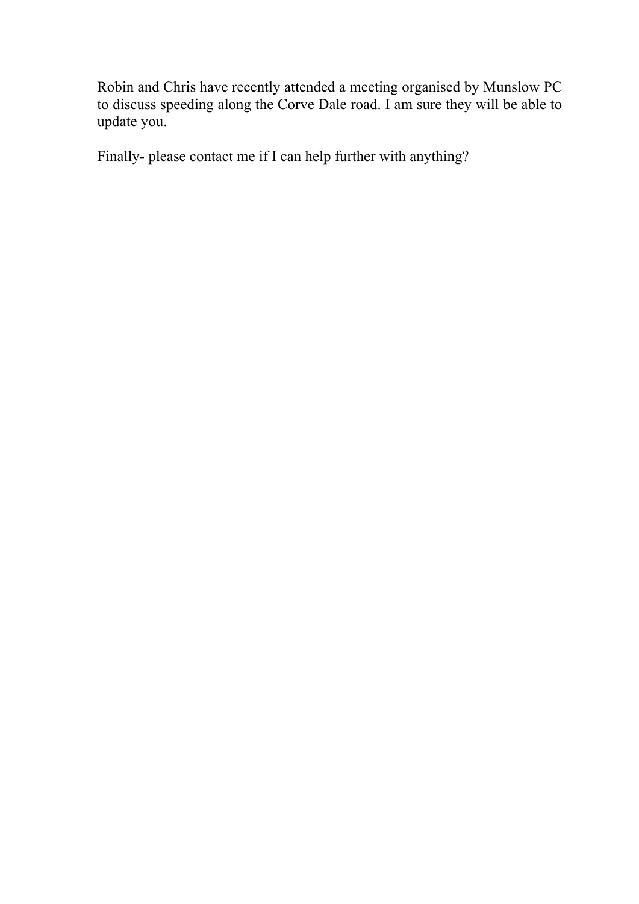Robin and Chris have recently attended a meeting organised by Munslow PC to discuss speeding along the Corve Dale road. I am sure they will be able to update you.

Finally- please contact me if I can help further with anything?